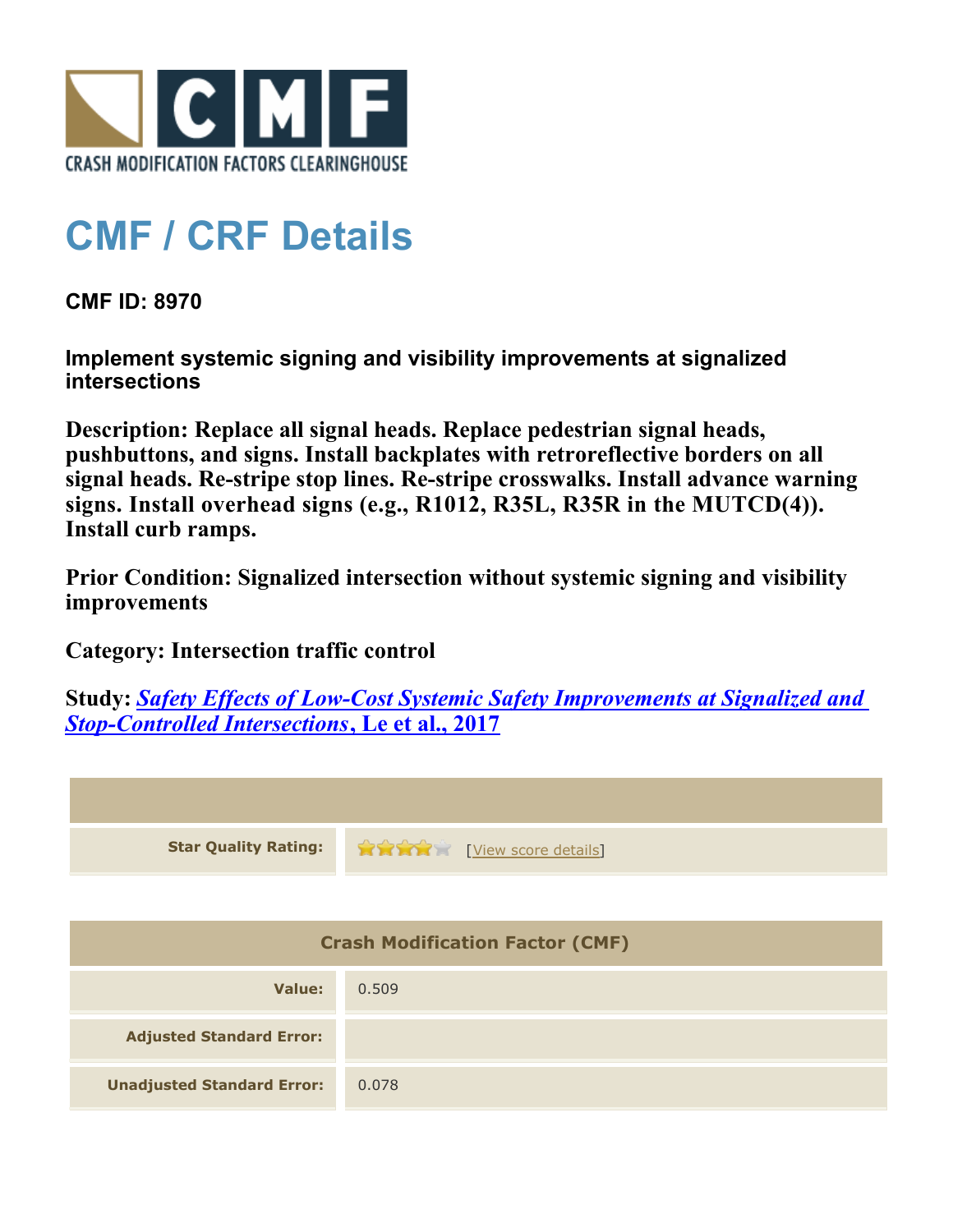CRASH MODIFICATION FACTORS CLEARINGHOUSE

# CMF / CRF Details

**CMF ID: 8970**

**Implement systemic signing and visibility improvements at signalized intersections**

**Description: Replace all signal heads. Replace pedestrian signal heads, pushbuttons, and signs. Install backplates with retroreflective borders on all signal heads. Re-stripe stop lines. Re-stripe crosswalks. Install advance warning signs. Install overhead signs (e.g., R1012, R35L, R35R in the MUTCD(4)). Install curb ramps.**

**Prior Condition: Signalized intersection without systemic signing and visibility improvements**

**Category: Intersection traffic control**

**Study: *Safety Effects of Low-Cost Systemic Safety Improvements at Signalized and Stop-Controlled Intersections*, Le et al., 2017**

| | |
|---|---|
| **Star Quality Rating:** | 4 stars [View score details] |

| Crash Modification Factor (CMF) | |
|---|---|
| **Value:** | 0.509 |
| **Adjusted Standard Error:** | |
| **Unadjusted Standard Error:** | 0.078 |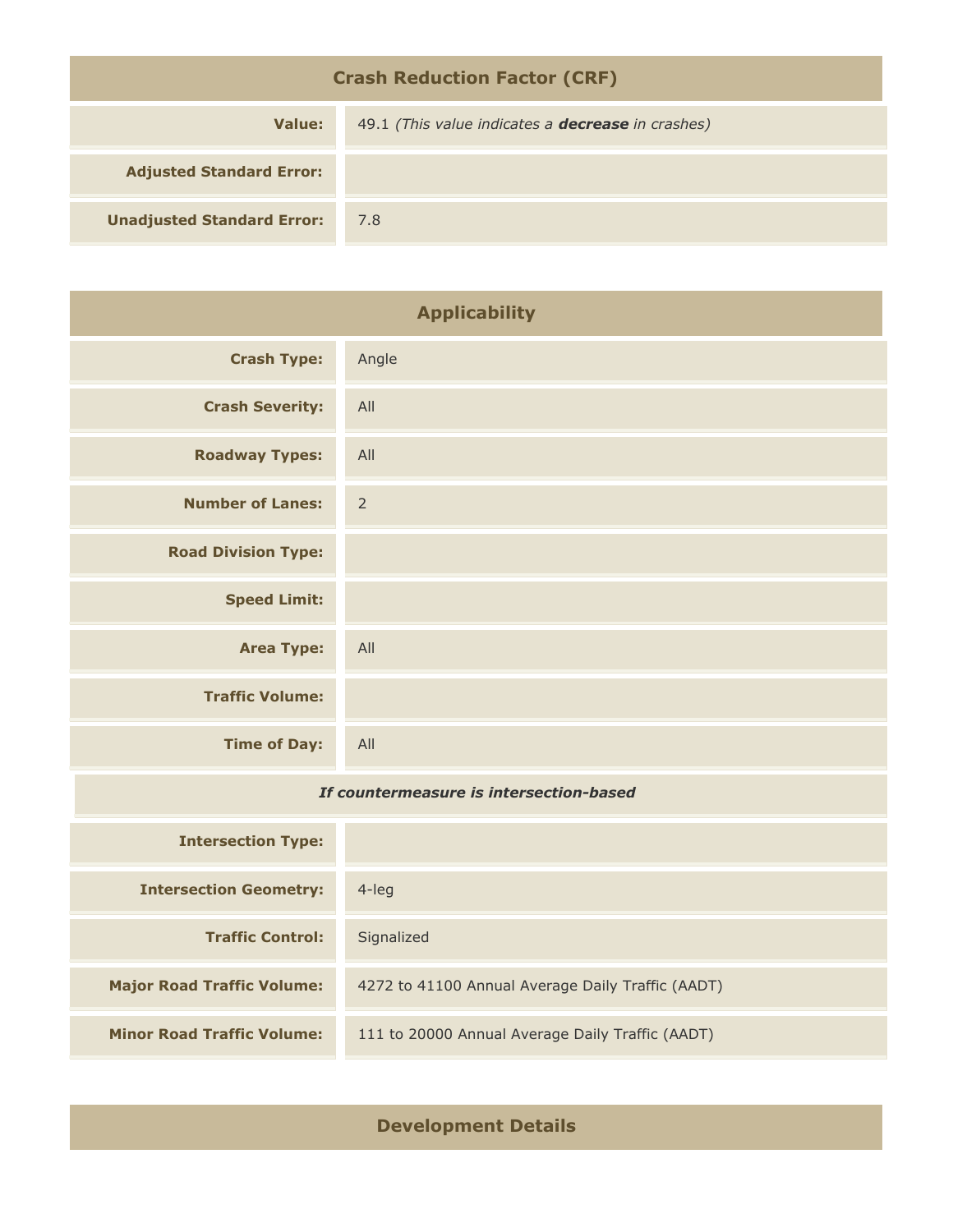## Crash Reduction Factor (CRF)

| | |
|---|---|
| **Value:** | 49.1 *(This value indicates a **decrease** in crashes)* |
| **Adjusted Standard Error:** | |
| **Unadjusted Standard Error:** | 7.8 |

## Applicability

| | |
|---|---|
| **Crash Type:** | Angle |
| **Crash Severity:** | All |
| **Roadway Types:** | All |
| **Number of Lanes:** | 2 |
| **Road Division Type:** | |
| **Speed Limit:** | |
| **Area Type:** | All |
| **Traffic Volume:** | |
| **Time of Day:** | All |
| ***If countermeasure is intersection-based*** | |
| **Intersection Type:** | |
| **Intersection Geometry:** | 4-leg |
| **Traffic Control:** | Signalized |
| **Major Road Traffic Volume:** | 4272 to 41100 Annual Average Daily Traffic (AADT) |
| **Minor Road Traffic Volume:** | 111 to 20000 Annual Average Daily Traffic (AADT) |

## Development Details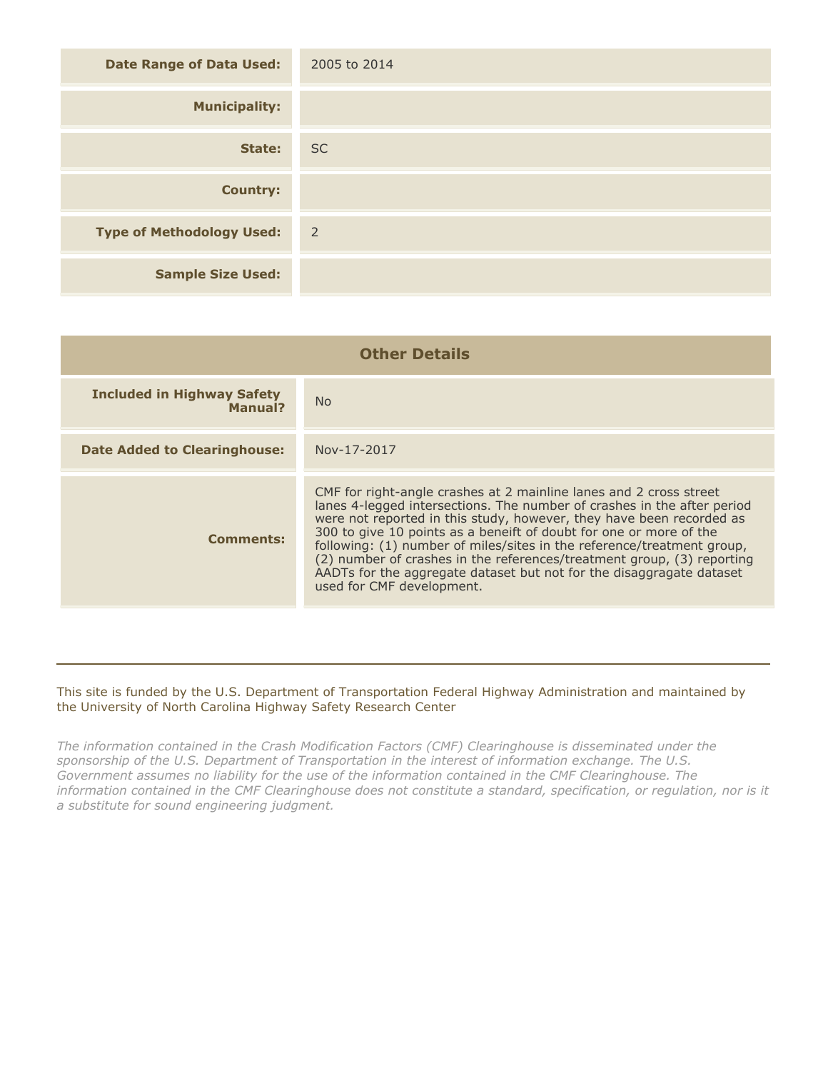| | |
|---|---|
| **Date Range of Data Used:** | 2005 to 2014 |
| **Municipality:** | |
| **State:** | SC |
| **Country:** | |
| **Type of Methodology Used:** | 2 |
| **Sample Size Used:** | |

## Other Details

| | |
|---|---|
| **Included in Highway Safety Manual?** | No |
| **Date Added to Clearinghouse:** | Nov-17-2017 |
| **Comments:** | CMF for right-angle crashes at 2 mainline lanes and 2 cross street lanes 4-legged intersections. The number of crashes in the after period were not reported in this study, however, they have been recorded as 300 to give 10 points as a beneift of doubt for one or more of the following: (1) number of miles/sites in the reference/treatment group, (2) number of crashes in the references/treatment group, (3) reporting AADTs for the aggregate dataset but not for the disaggragate dataset used for CMF development. |

---

This site is funded by the U.S. Department of Transportation Federal Highway Administration and maintained by the University of North Carolina Highway Safety Research Center

*The information contained in the Crash Modification Factors (CMF) Clearinghouse is disseminated under the sponsorship of the U.S. Department of Transportation in the interest of information exchange. The U.S. Government assumes no liability for the use of the information contained in the CMF Clearinghouse. The information contained in the CMF Clearinghouse does not constitute a standard, specification, or regulation, nor is it a substitute for sound engineering judgment.*